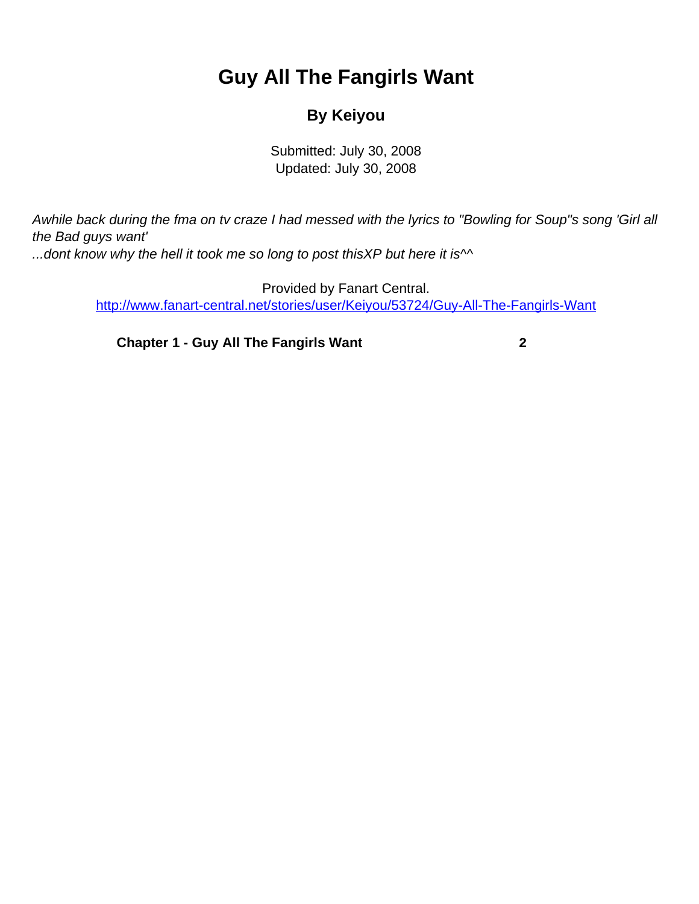# Guy All The Fangirls Want

### By Keiyou

Submitted: July 30, 2008
Updated: July 30, 2008

*Awhile back during the fma on tv craze I had messed with the lyrics to "Bowling for Soup"s song 'Girl all the Bad guys want'*
*...dont know why the hell it took me so long to post thisXP but here it is^^*

Provided by Fanart Central.
http://www.fanart-central.net/stories/user/Keiyou/53724/Guy-All-The-Fangirls-Want

**Chapter 1 - Guy All The Fangirls Want** **2**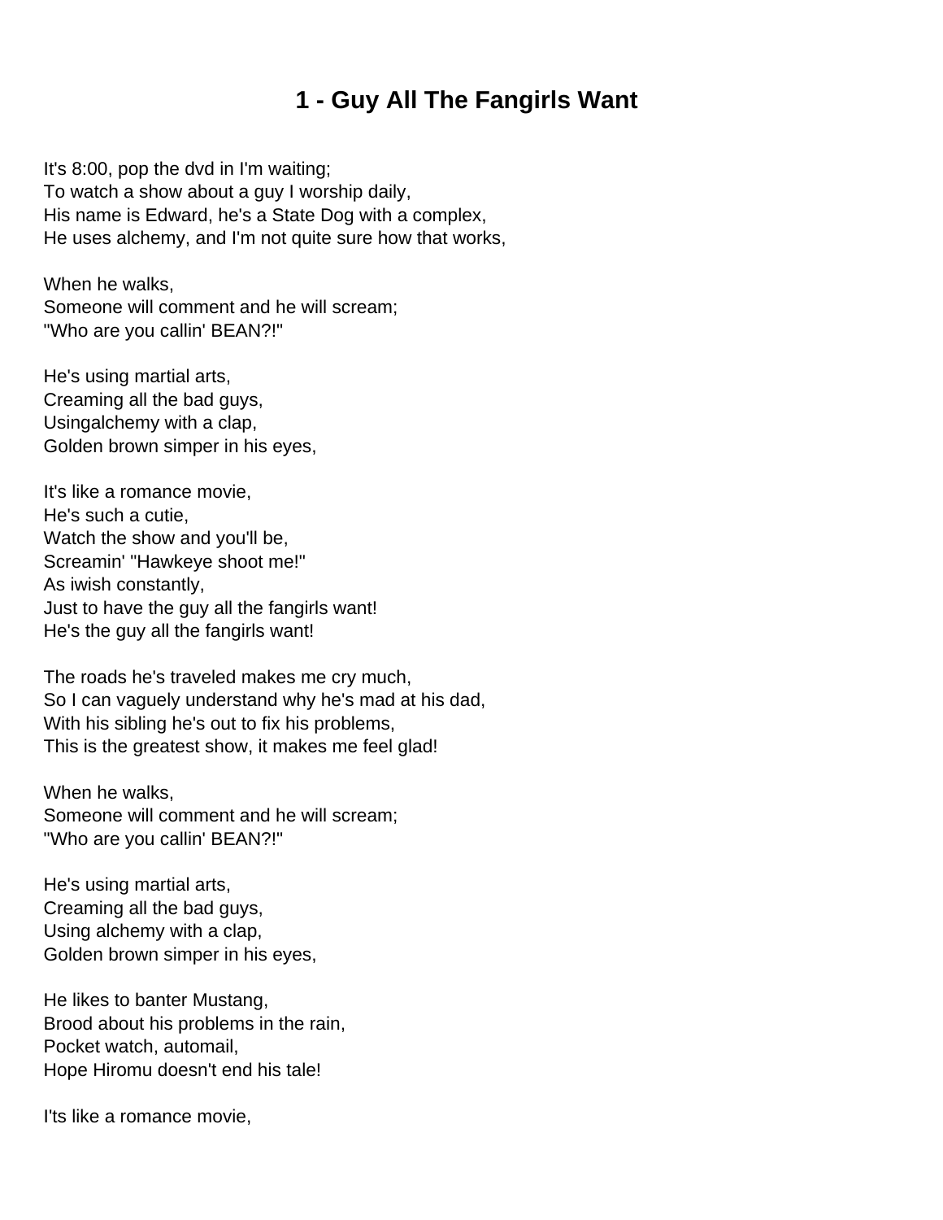# 1 - Guy All The Fangirls Want

It's 8:00, pop the dvd in I'm waiting;
To watch a show about a guy I worship daily,
His name is Edward, he's a State Dog with a complex,
He uses alchemy, and I'm not quite sure how that works,

When he walks,
Someone will comment and he will scream;
"Who are you callin' BEAN?!"

He's using martial arts,
Creaming all the bad guys,
Usingalchemy with a clap,
Golden brown simper in his eyes,

It's like a romance movie,
He's such a cutie,
Watch the show and you'll be,
Screamin' "Hawkeye shoot me!"
As iwish constantly,
Just to have the guy all the fangirls want!
He's the guy all the fangirls want!

The roads he's traveled makes me cry much,
So I can vaguely understand why he's mad at his dad,
With his sibling he's out to fix his problems,
This is the greatest show, it makes me feel glad!

When he walks,
Someone will comment and he will scream;
"Who are you callin' BEAN?!"

He's using martial arts,
Creaming all the bad guys,
Using alchemy with a clap,
Golden brown simper in his eyes,

He likes to banter Mustang,
Brood about his problems in the rain,
Pocket watch, automail,
Hope Hiromu doesn't end his tale!

I'ts like a romance movie,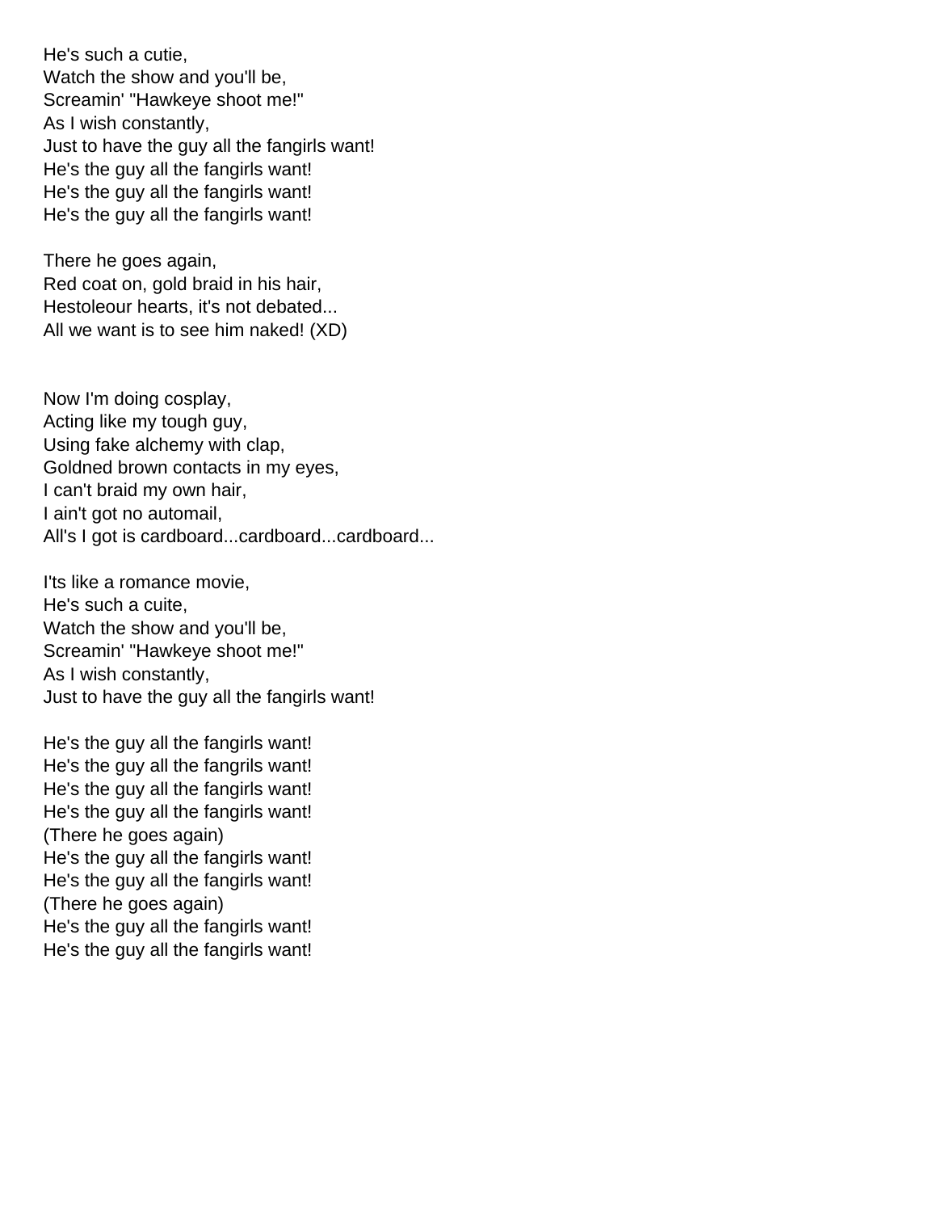He's such a cutie,
Watch the show and you'll be,
Screamin' "Hawkeye shoot me!"
As I wish constantly,
Just to have the guy all the fangirls want!
He's the guy all the fangirls want!
He's the guy all the fangirls want!
He's the guy all the fangirls want!

There he goes again,
Red coat on, gold braid in his hair,
Hestoleour hearts, it's not debated...
All we want is to see him naked! (XD)

Now I'm doing cosplay,
Acting like my tough guy,
Using fake alchemy with clap,
Goldned brown contacts in my eyes,
I can't braid my own hair,
I ain't got no automail,
All's I got is cardboard...cardboard...cardboard...

I'ts like a romance movie,
He's such a cuite,
Watch the show and you'll be,
Screamin' "Hawkeye shoot me!"
As I wish constantly,
Just to have the guy all the fangirls want!

He's the guy all the fangirls want!
He's the guy all the fangrils want!
He's the guy all the fangirls want!
He's the guy all the fangirls want!
(There he goes again)
He's the guy all the fangirls want!
He's the guy all the fangirls want!
(There he goes again)
He's the guy all the fangirls want!
He's the guy all the fangirls want!